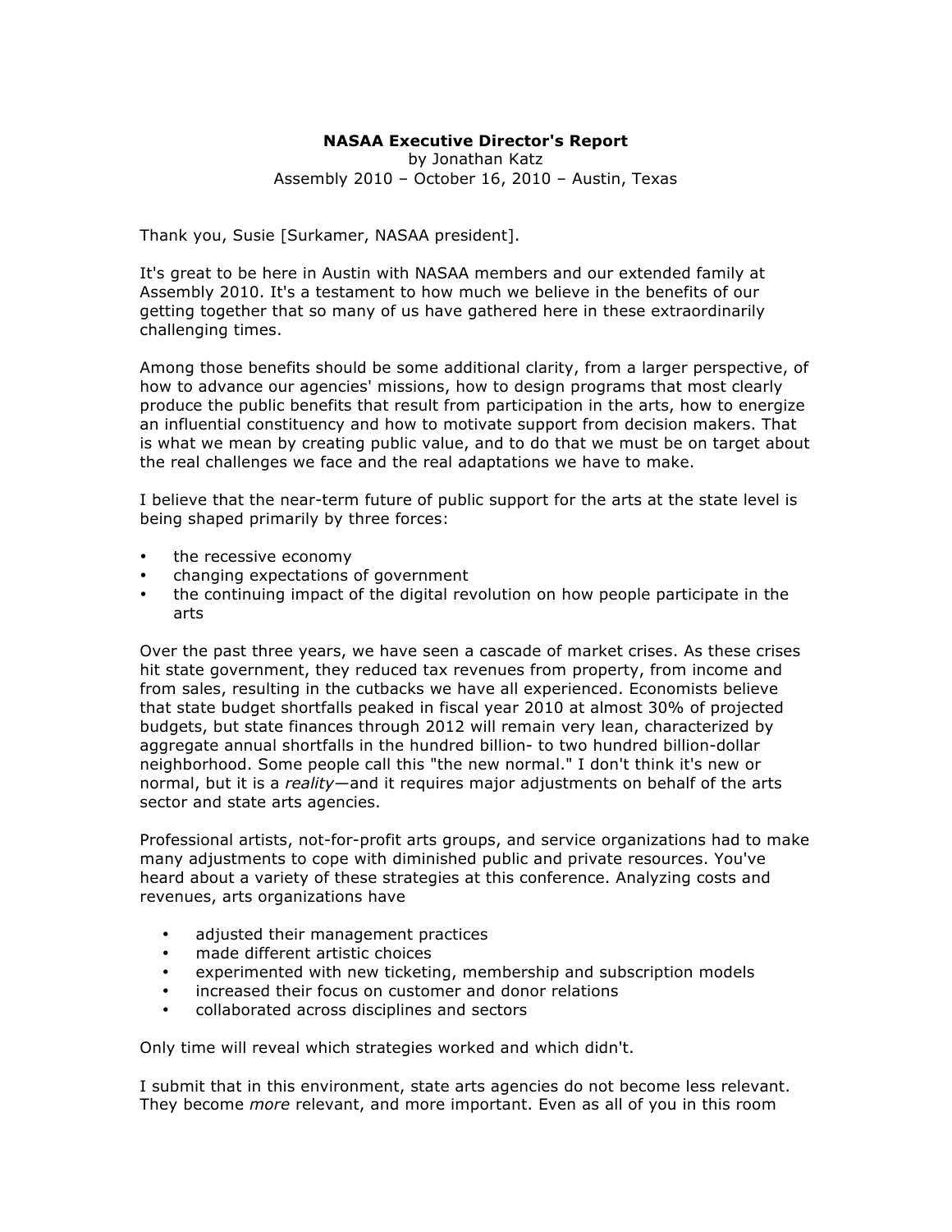# NASAA Executive Director's Report

by Jonathan Katz
Assembly 2010 – October 16, 2010 – Austin, Texas

Thank you, Susie [Surkamer, NASAA president].

It's great to be here in Austin with NASAA members and our extended family at Assembly 2010. It's a testament to how much we believe in the benefits of our getting together that so many of us have gathered here in these extraordinarily challenging times.

Among those benefits should be some additional clarity, from a larger perspective, of how to advance our agencies' missions, how to design programs that most clearly produce the public benefits that result from participation in the arts, how to energize an influential constituency and how to motivate support from decision makers. That is what we mean by creating public value, and to do that we must be on target about the real challenges we face and the real adaptations we have to make.

I believe that the near-term future of public support for the arts at the state level is being shaped primarily by three forces:

- the recessive economy
- changing expectations of government
- the continuing impact of the digital revolution on how people participate in the arts

Over the past three years, we have seen a cascade of market crises. As these crises hit state government, they reduced tax revenues from property, from income and from sales, resulting in the cutbacks we have all experienced. Economists believe that state budget shortfalls peaked in fiscal year 2010 at almost 30% of projected budgets, but state finances through 2012 will remain very lean, characterized by aggregate annual shortfalls in the hundred billion- to two hundred billion-dollar neighborhood. Some people call this "the new normal." I don't think it's new or normal, but it is a *reality*—and it requires major adjustments on behalf of the arts sector and state arts agencies.

Professional artists, not-for-profit arts groups, and service organizations had to make many adjustments to cope with diminished public and private resources. You've heard about a variety of these strategies at this conference. Analyzing costs and revenues, arts organizations have

- adjusted their management practices
- made different artistic choices
- experimented with new ticketing, membership and subscription models
- increased their focus on customer and donor relations
- collaborated across disciplines and sectors

Only time will reveal which strategies worked and which didn't.

I submit that in this environment, state arts agencies do not become less relevant. They become *more* relevant, and more important. Even as all of you in this room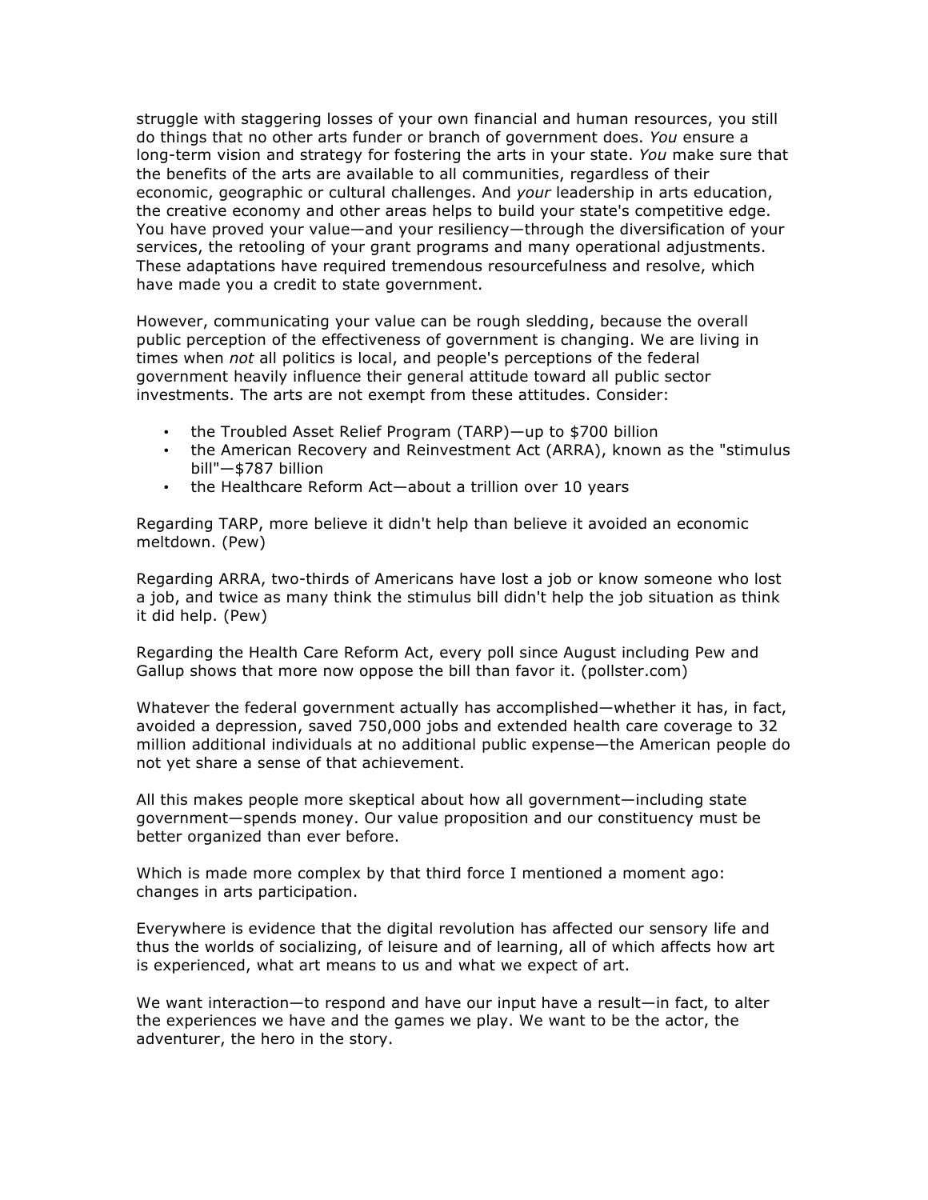struggle with staggering losses of your own financial and human resources, you still do things that no other arts funder or branch of government does. *You* ensure a long-term vision and strategy for fostering the arts in your state. *You* make sure that the benefits of the arts are available to all communities, regardless of their economic, geographic or cultural challenges. And *your* leadership in arts education, the creative economy and other areas helps to build your state's competitive edge. You have proved your value—and your resiliency—through the diversification of your services, the retooling of your grant programs and many operational adjustments. These adaptations have required tremendous resourcefulness and resolve, which have made you a credit to state government.

However, communicating your value can be rough sledding, because the overall public perception of the effectiveness of government is changing. We are living in times when *not* all politics is local, and people's perceptions of the federal government heavily influence their general attitude toward all public sector investments. The arts are not exempt from these attitudes. Consider:

- the Troubled Asset Relief Program (TARP)—up to $700 billion
- the American Recovery and Reinvestment Act (ARRA), known as the "stimulus bill"—$787 billion
- the Healthcare Reform Act—about a trillion over 10 years

Regarding TARP, more believe it didn't help than believe it avoided an economic meltdown. (Pew)

Regarding ARRA, two-thirds of Americans have lost a job or know someone who lost a job, and twice as many think the stimulus bill didn't help the job situation as think it did help. (Pew)

Regarding the Health Care Reform Act, every poll since August including Pew and Gallup shows that more now oppose the bill than favor it. (pollster.com)

Whatever the federal government actually has accomplished—whether it has, in fact, avoided a depression, saved 750,000 jobs and extended health care coverage to 32 million additional individuals at no additional public expense—the American people do not yet share a sense of that achievement.

All this makes people more skeptical about how all government—including state government—spends money. Our value proposition and our constituency must be better organized than ever before.

Which is made more complex by that third force I mentioned a moment ago: changes in arts participation.

Everywhere is evidence that the digital revolution has affected our sensory life and thus the worlds of socializing, of leisure and of learning, all of which affects how art is experienced, what art means to us and what we expect of art.

We want interaction—to respond and have our input have a result—in fact, to alter the experiences we have and the games we play. We want to be the actor, the adventurer, the hero in the story.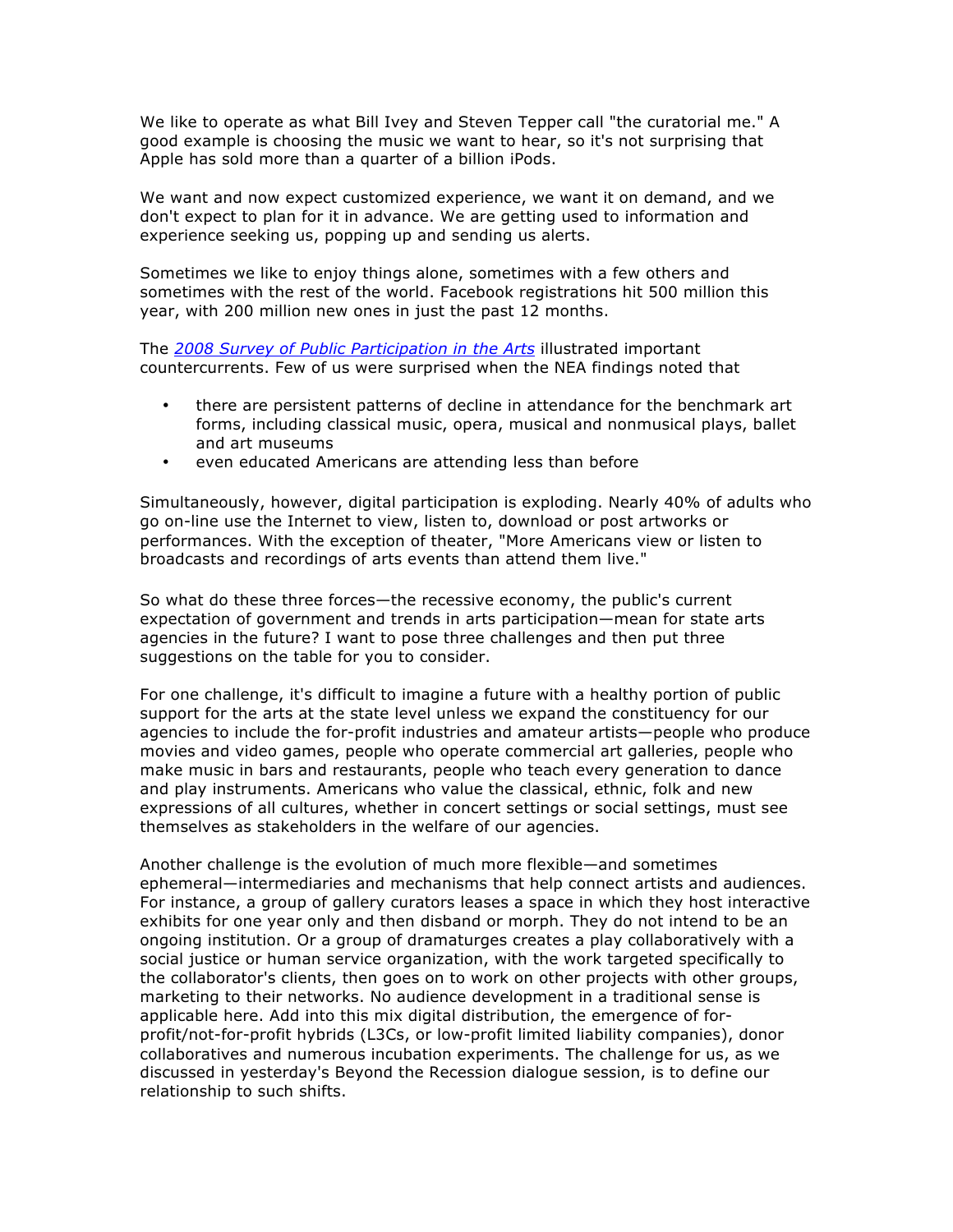We like to operate as what Bill Ivey and Steven Tepper call "the curatorial me." A good example is choosing the music we want to hear, so it's not surprising that Apple has sold more than a quarter of a billion iPods.

We want and now expect customized experience, we want it on demand, and we don't expect to plan for it in advance. We are getting used to information and experience seeking us, popping up and sending us alerts.

Sometimes we like to enjoy things alone, sometimes with a few others and sometimes with the rest of the world. Facebook registrations hit 500 million this year, with 200 million new ones in just the past 12 months.

The *2008 Survey of Public Participation in the Arts* illustrated important countercurrents. Few of us were surprised when the NEA findings noted that

- there are persistent patterns of decline in attendance for the benchmark art forms, including classical music, opera, musical and nonmusical plays, ballet and art museums
- even educated Americans are attending less than before

Simultaneously, however, digital participation is exploding. Nearly 40% of adults who go on-line use the Internet to view, listen to, download or post artworks or performances. With the exception of theater, "More Americans view or listen to broadcasts and recordings of arts events than attend them live."

So what do these three forces—the recessive economy, the public's current expectation of government and trends in arts participation—mean for state arts agencies in the future? I want to pose three challenges and then put three suggestions on the table for you to consider.

For one challenge, it's difficult to imagine a future with a healthy portion of public support for the arts at the state level unless we expand the constituency for our agencies to include the for-profit industries and amateur artists—people who produce movies and video games, people who operate commercial art galleries, people who make music in bars and restaurants, people who teach every generation to dance and play instruments. Americans who value the classical, ethnic, folk and new expressions of all cultures, whether in concert settings or social settings, must see themselves as stakeholders in the welfare of our agencies.

Another challenge is the evolution of much more flexible—and sometimes ephemeral—intermediaries and mechanisms that help connect artists and audiences. For instance, a group of gallery curators leases a space in which they host interactive exhibits for one year only and then disband or morph. They do not intend to be an ongoing institution. Or a group of dramaturges creates a play collaboratively with a social justice or human service organization, with the work targeted specifically to the collaborator's clients, then goes on to work on other projects with other groups, marketing to their networks. No audience development in a traditional sense is applicable here. Add into this mix digital distribution, the emergence of for-profit/not-for-profit hybrids (L3Cs, or low-profit limited liability companies), donor collaboratives and numerous incubation experiments. The challenge for us, as we discussed in yesterday's Beyond the Recession dialogue session, is to define our relationship to such shifts.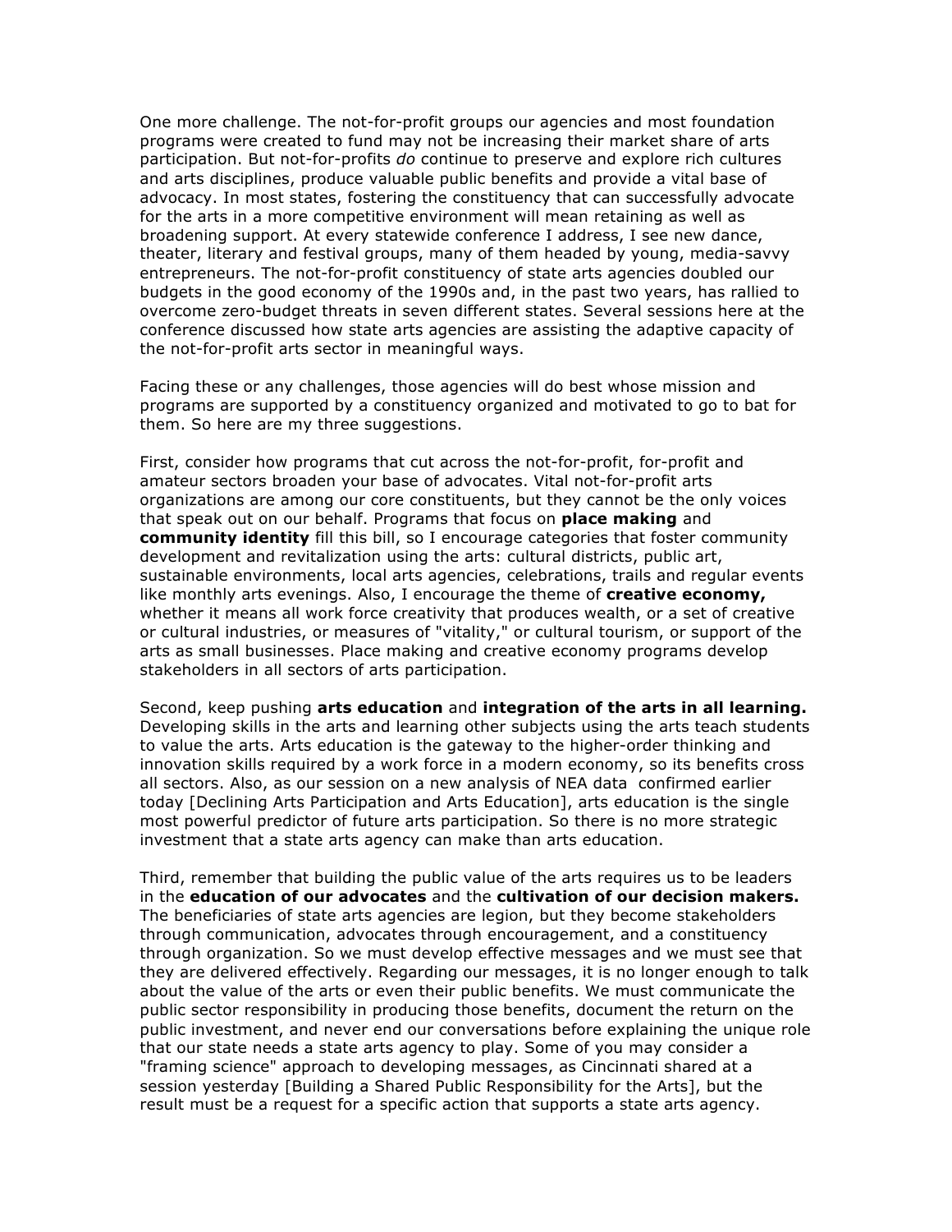One more challenge. The not-for-profit groups our agencies and most foundation programs were created to fund may not be increasing their market share of arts participation. But not-for-profits *do* continue to preserve and explore rich cultures and arts disciplines, produce valuable public benefits and provide a vital base of advocacy. In most states, fostering the constituency that can successfully advocate for the arts in a more competitive environment will mean retaining as well as broadening support. At every statewide conference I address, I see new dance, theater, literary and festival groups, many of them headed by young, media-savvy entrepreneurs. The not-for-profit constituency of state arts agencies doubled our budgets in the good economy of the 1990s and, in the past two years, has rallied to overcome zero-budget threats in seven different states. Several sessions here at the conference discussed how state arts agencies are assisting the adaptive capacity of the not-for-profit arts sector in meaningful ways.

Facing these or any challenges, those agencies will do best whose mission and programs are supported by a constituency organized and motivated to go to bat for them. So here are my three suggestions.

First, consider how programs that cut across the not-for-profit, for-profit and amateur sectors broaden your base of advocates. Vital not-for-profit arts organizations are among our core constituents, but they cannot be the only voices that speak out on our behalf. Programs that focus on **place making** and **community identity** fill this bill, so I encourage categories that foster community development and revitalization using the arts: cultural districts, public art, sustainable environments, local arts agencies, celebrations, trails and regular events like monthly arts evenings. Also, I encourage the theme of **creative economy,** whether it means all work force creativity that produces wealth, or a set of creative or cultural industries, or measures of "vitality," or cultural tourism, or support of the arts as small businesses. Place making and creative economy programs develop stakeholders in all sectors of arts participation.

Second, keep pushing **arts education** and **integration of the arts in all learning.** Developing skills in the arts and learning other subjects using the arts teach students to value the arts. Arts education is the gateway to the higher-order thinking and innovation skills required by a work force in a modern economy, so its benefits cross all sectors. Also, as our session on a new analysis of NEA data confirmed earlier today [Declining Arts Participation and Arts Education], arts education is the single most powerful predictor of future arts participation. So there is no more strategic investment that a state arts agency can make than arts education.

Third, remember that building the public value of the arts requires us to be leaders in the **education of our advocates** and the **cultivation of our decision makers.** The beneficiaries of state arts agencies are legion, but they become stakeholders through communication, advocates through encouragement, and a constituency through organization. So we must develop effective messages and we must see that they are delivered effectively. Regarding our messages, it is no longer enough to talk about the value of the arts or even their public benefits. We must communicate the public sector responsibility in producing those benefits, document the return on the public investment, and never end our conversations before explaining the unique role that our state needs a state arts agency to play. Some of you may consider a "framing science" approach to developing messages, as Cincinnati shared at a session yesterday [Building a Shared Public Responsibility for the Arts], but the result must be a request for a specific action that supports a state arts agency.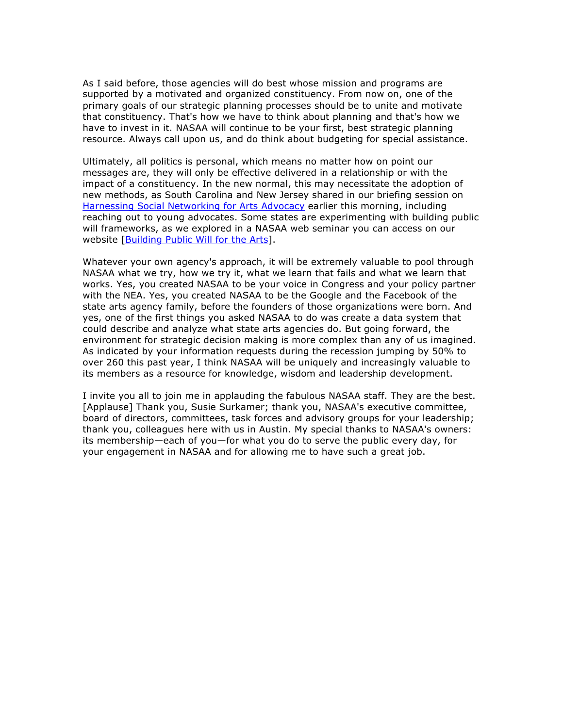As I said before, those agencies will do best whose mission and programs are supported by a motivated and organized constituency. From now on, one of the primary goals of our strategic planning processes should be to unite and motivate that constituency. That's how we have to think about planning and that's how we have to invest in it. NASAA will continue to be your first, best strategic planning resource. Always call upon us, and do think about budgeting for special assistance.

Ultimately, all politics is personal, which means no matter how on point our messages are, they will only be effective delivered in a relationship or with the impact of a constituency. In the new normal, this may necessitate the adoption of new methods, as South Carolina and New Jersey shared in our briefing session on Harnessing Social Networking for Arts Advocacy earlier this morning, including reaching out to young advocates. Some states are experimenting with building public will frameworks, as we explored in a NASAA web seminar you can access on our website [Building Public Will for the Arts].

Whatever your own agency's approach, it will be extremely valuable to pool through NASAA what we try, how we try it, what we learn that fails and what we learn that works. Yes, you created NASAA to be your voice in Congress and your policy partner with the NEA. Yes, you created NASAA to be the Google and the Facebook of the state arts agency family, before the founders of those organizations were born. And yes, one of the first things you asked NASAA to do was create a data system that could describe and analyze what state arts agencies do. But going forward, the environment for strategic decision making is more complex than any of us imagined. As indicated by your information requests during the recession jumping by 50% to over 260 this past year, I think NASAA will be uniquely and increasingly valuable to its members as a resource for knowledge, wisdom and leadership development.

I invite you all to join me in applauding the fabulous NASAA staff. They are the best. [Applause] Thank you, Susie Surkamer; thank you, NASAA's executive committee, board of directors, committees, task forces and advisory groups for your leadership; thank you, colleagues here with us in Austin. My special thanks to NASAA's owners: its membership—each of you—for what you do to serve the public every day, for your engagement in NASAA and for allowing me to have such a great job.